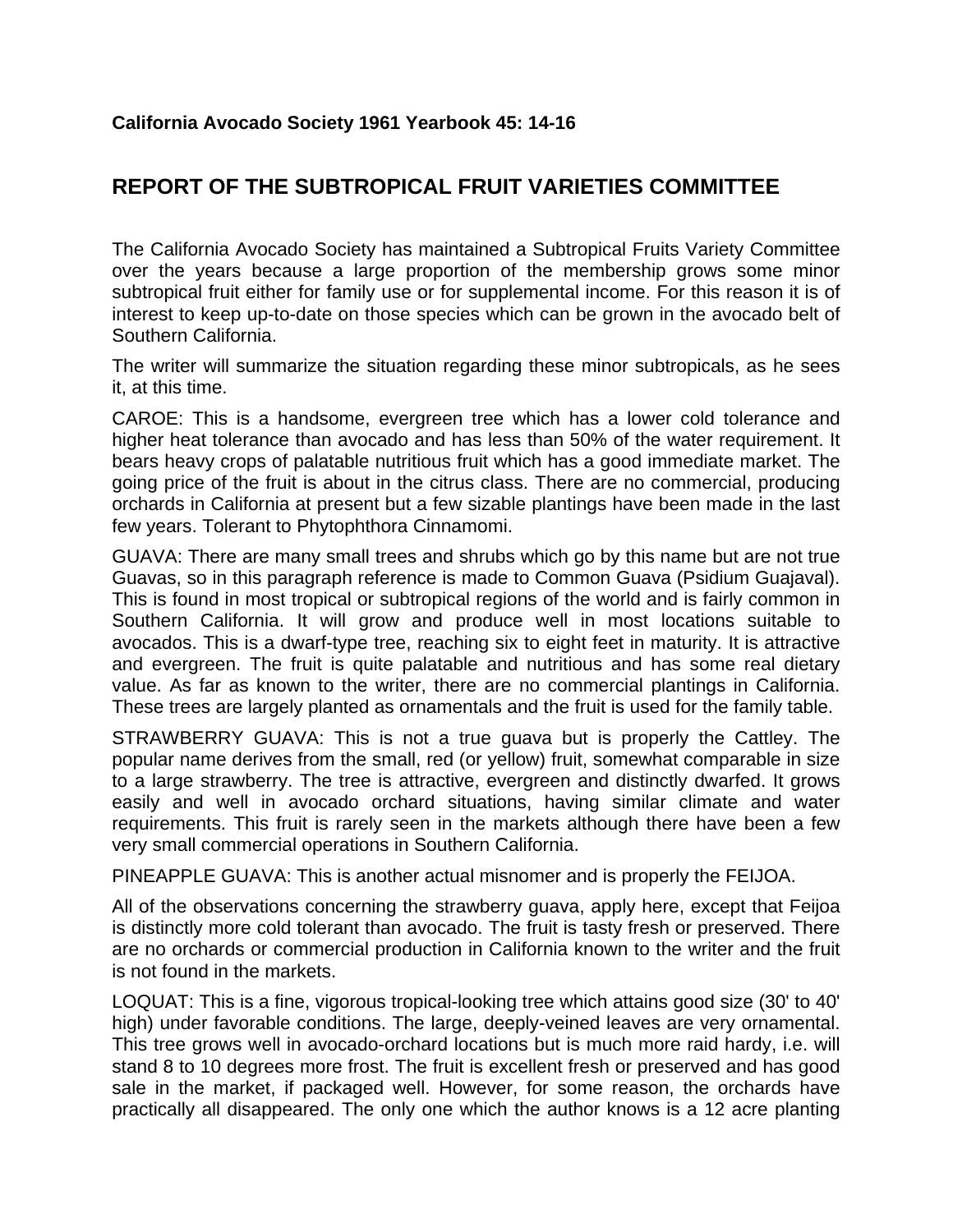**California Avocado Society 1961 Yearbook 45: 14-16**

## REPORT OF THE SUBTROPICAL FRUIT VARIETIES COMMITTEE

The California Avocado Society has maintained a Subtropical Fruits Variety Committee over the years because a large proportion of the membership grows some minor subtropical fruit either for family use or for supplemental income. For this reason it is of interest to keep up-to-date on those species which can be grown in the avocado belt of Southern California.

The writer will summarize the situation regarding these minor subtropicals, as he sees it, at this time.

CAROE: This is a handsome, evergreen tree which has a lower cold tolerance and higher heat tolerance than avocado and has less than 50% of the water requirement. It bears heavy crops of palatable nutritious fruit which has a good immediate market. The going price of the fruit is about in the citrus class. There are no commercial, producing orchards in California at present but a few sizable plantings have been made in the last few years. Tolerant to Phytophthora Cinnamomi.

GUAVA: There are many small trees and shrubs which go by this name but are not true Guavas, so in this paragraph reference is made to Common Guava (Psidium Guajaval). This is found in most tropical or subtropical regions of the world and is fairly common in Southern California. It will grow and produce well in most locations suitable to avocados. This is a dwarf-type tree, reaching six to eight feet in maturity. It is attractive and evergreen. The fruit is quite palatable and nutritious and has some real dietary value. As far as known to the writer, there are no commercial plantings in California. These trees are largely planted as ornamentals and the fruit is used for the family table.

STRAWBERRY GUAVA: This is not a true guava but is properly the Cattley. The popular name derives from the small, red (or yellow) fruit, somewhat comparable in size to a large strawberry. The tree is attractive, evergreen and distinctly dwarfed. It grows easily and well in avocado orchard situations, having similar climate and water requirements. This fruit is rarely seen in the markets although there have been a few very small commercial operations in Southern California.

PINEAPPLE GUAVA: This is another actual misnomer and is properly the FEIJOA.

All of the observations concerning the strawberry guava, apply here, except that Feijoa is distinctly more cold tolerant than avocado. The fruit is tasty fresh or preserved. There are no orchards or commercial production in California known to the writer and the fruit is not found in the markets.

LOQUAT: This is a fine, vigorous tropical-looking tree which attains good size (30' to 40' high) under favorable conditions. The large, deeply-veined leaves are very ornamental. This tree grows well in avocado-orchard locations but is much more raid hardy, i.e. will stand 8 to 10 degrees more frost. The fruit is excellent fresh or preserved and has good sale in the market, if packaged well. However, for some reason, the orchards have practically all disappeared. The only one which the author knows is a 12 acre planting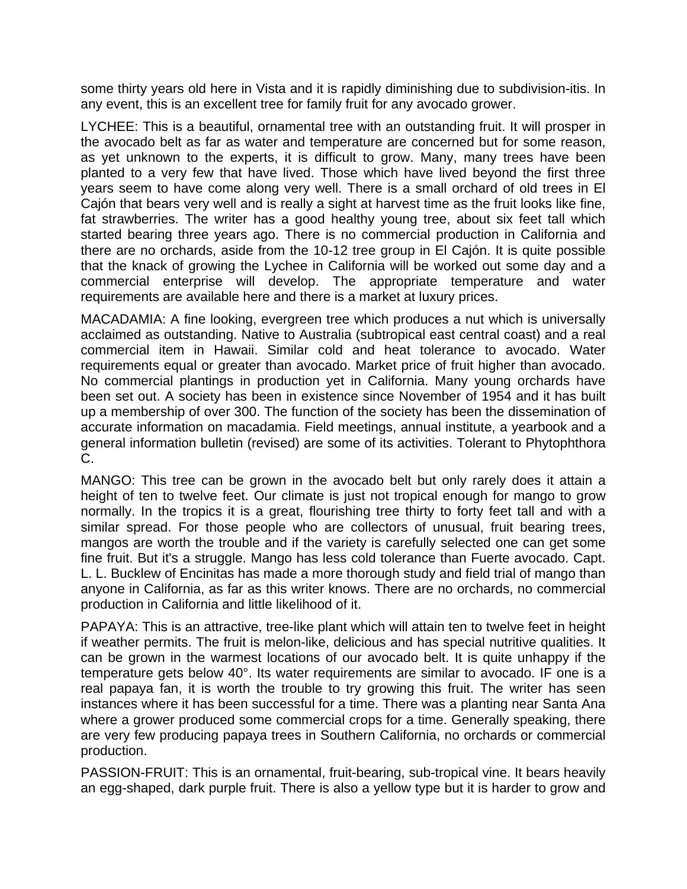some thirty years old here in Vista and it is rapidly diminishing due to subdivision-itis. In any event, this is an excellent tree for family fruit for any avocado grower.

LYCHEE: This is a beautiful, ornamental tree with an outstanding fruit. It will prosper in the avocado belt as far as water and temperature are concerned but for some reason, as yet unknown to the experts, it is difficult to grow. Many, many trees have been planted to a very few that have lived. Those which have lived beyond the first three years seem to have come along very well. There is a small orchard of old trees in El Cajón that bears very well and is really a sight at harvest time as the fruit looks like fine, fat strawberries. The writer has a good healthy young tree, about six feet tall which started bearing three years ago. There is no commercial production in California and there are no orchards, aside from the 10-12 tree group in El Cajón. It is quite possible that the knack of growing the Lychee in California will be worked out some day and a commercial enterprise will develop. The appropriate temperature and water requirements are available here and there is a market at luxury prices.

MACADAMIA: A fine looking, evergreen tree which produces a nut which is universally acclaimed as outstanding. Native to Australia (subtropical east central coast) and a real commercial item in Hawaii. Similar cold and heat tolerance to avocado. Water requirements equal or greater than avocado. Market price of fruit higher than avocado. No commercial plantings in production yet in California. Many young orchards have been set out. A society has been in existence since November of 1954 and it has built up a membership of over 300. The function of the society has been the dissemination of accurate information on macadamia. Field meetings, annual institute, a yearbook and a general information bulletin (revised) are some of its activities. Tolerant to Phytophthora C.

MANGO: This tree can be grown in the avocado belt but only rarely does it attain a height of ten to twelve feet. Our climate is just not tropical enough for mango to grow normally. In the tropics it is a great, flourishing tree thirty to forty feet tall and with a similar spread. For those people who are collectors of unusual, fruit bearing trees, mangos are worth the trouble and if the variety is carefully selected one can get some fine fruit. But it's a struggle. Mango has less cold tolerance than Fuerte avocado. Capt. L. L. Bucklew of Encinitas has made a more thorough study and field trial of mango than anyone in California, as far as this writer knows. There are no orchards, no commercial production in California and little likelihood of it.

PAPAYA: This is an attractive, tree-like plant which will attain ten to twelve feet in height if weather permits. The fruit is melon-like, delicious and has special nutritive qualities. It can be grown in the warmest locations of our avocado belt. It is quite unhappy if the temperature gets below 40°. Its water requirements are similar to avocado. IF one is a real papaya fan, it is worth the trouble to try growing this fruit. The writer has seen instances where it has been successful for a time. There was a planting near Santa Ana where a grower produced some commercial crops for a time. Generally speaking, there are very few producing papaya trees in Southern California, no orchards or commercial production.

PASSION-FRUIT: This is an ornamental, fruit-bearing, sub-tropical vine. It bears heavily an egg-shaped, dark purple fruit. There is also a yellow type but it is harder to grow and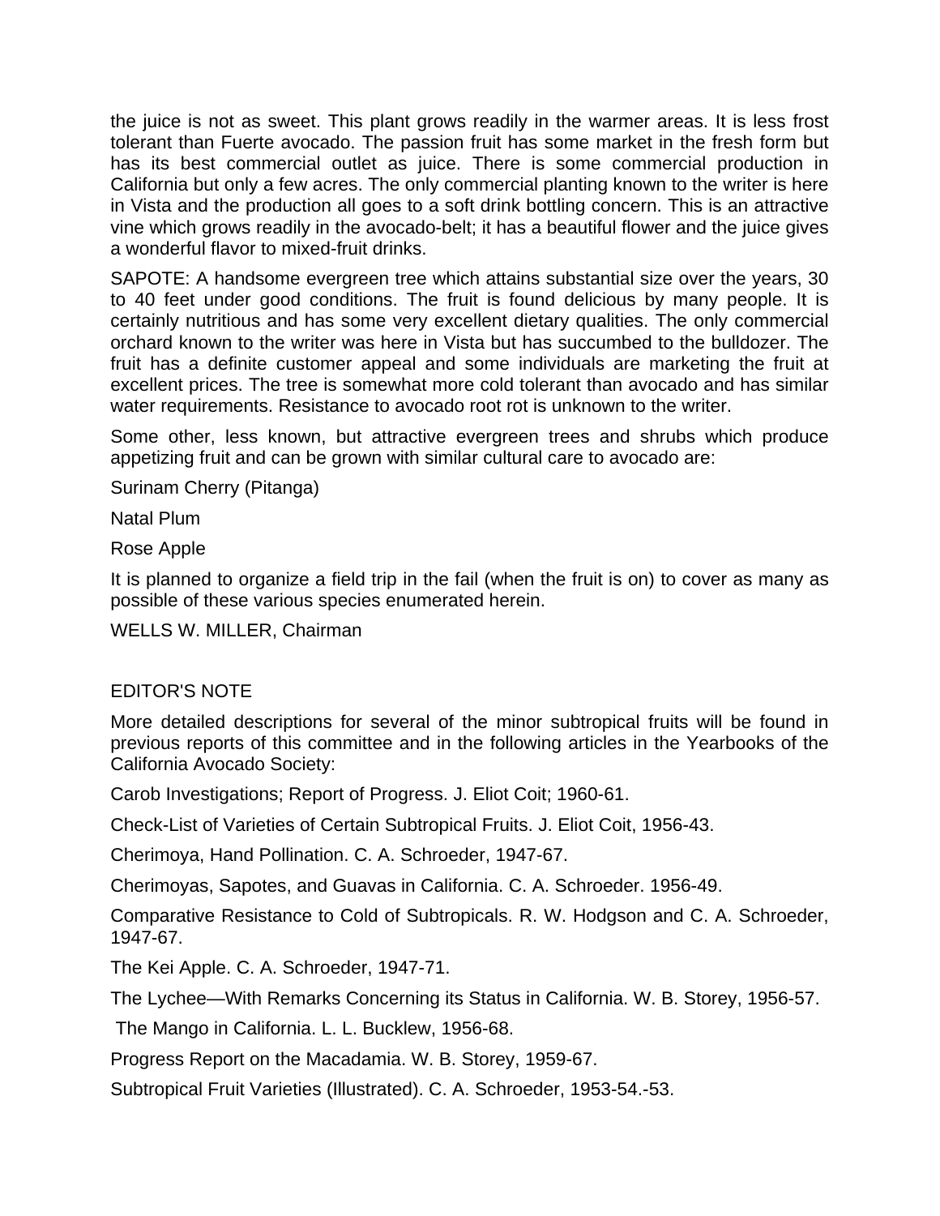the juice is not as sweet. This plant grows readily in the warmer areas. It is less frost tolerant than Fuerte avocado. The passion fruit has some market in the fresh form but has its best commercial outlet as juice. There is some commercial production in California but only a few acres. The only commercial planting known to the writer is here in Vista and the production all goes to a soft drink bottling concern. This is an attractive vine which grows readily in the avocado-belt; it has a beautiful flower and the juice gives a wonderful flavor to mixed-fruit drinks.

SAPOTE: A handsome evergreen tree which attains substantial size over the years, 30 to 40 feet under good conditions. The fruit is found delicious by many people. It is certainly nutritious and has some very excellent dietary qualities. The only commercial orchard known to the writer was here in Vista but has succumbed to the bulldozer. The fruit has a definite customer appeal and some individuals are marketing the fruit at excellent prices. The tree is somewhat more cold tolerant than avocado and has similar water requirements. Resistance to avocado root rot is unknown to the writer.

Some other, less known, but attractive evergreen trees and shrubs which produce appetizing fruit and can be grown with similar cultural care to avocado are:

Surinam Cherry (Pitanga)

Natal Plum

Rose Apple

It is planned to organize a field trip in the fail (when the fruit is on) to cover as many as possible of these various species enumerated herein.

WELLS W. MILLER, Chairman

## EDITOR'S NOTE

More detailed descriptions for several of the minor subtropical fruits will be found in previous reports of this committee and in the following articles in the Yearbooks of the California Avocado Society:

Carob Investigations; Report of Progress. J. Eliot Coit; 1960-61.

Check-List of Varieties of Certain Subtropical Fruits. J. Eliot Coit, 1956-43.

Cherimoya, Hand Pollination. C. A. Schroeder, 1947-67.

Cherimoyas, Sapotes, and Guavas in California. C. A. Schroeder. 1956-49.

Comparative Resistance to Cold of Subtropicals. R. W. Hodgson and C. A. Schroeder, 1947-67.

The Kei Apple. C. A. Schroeder, 1947-71.

The Lychee—With Remarks Concerning its Status in California. W. B. Storey, 1956-57.

The Mango in California. L. L. Bucklew, 1956-68.

Progress Report on the Macadamia. W. B. Storey, 1959-67.

Subtropical Fruit Varieties (Illustrated). C. A. Schroeder, 1953-54.-53.